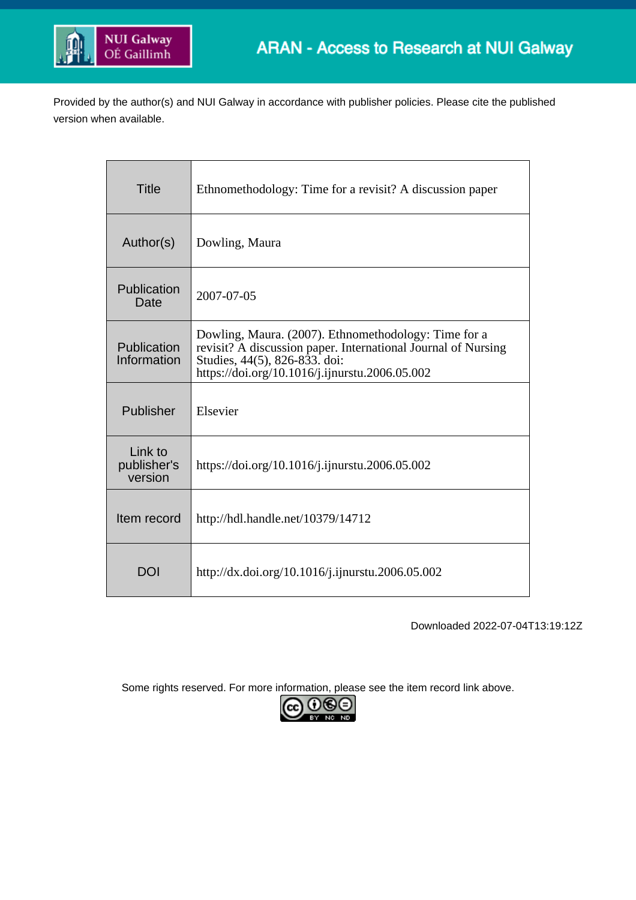ARAN - Access to Research at NUI Galway

Provided by the author(s) and NUI Galway in accordance with publisher policies. Please cite the published version when available.

| | |
|---|---|
| Title | Ethnomethodology: Time for a revisit? A discussion paper |
| Author(s) | Dowling, Maura |
| Publication Date | 2007-07-05 |
| Publication Information | Dowling, Maura. (2007). Ethnomethodology: Time for a revisit? A discussion paper. International Journal of Nursing Studies, 44(5), 826-833. doi: https://doi.org/10.1016/j.ijnurstu.2006.05.002 |
| Publisher | Elsevier |
| Link to publisher's version | https://doi.org/10.1016/j.ijnurstu.2006.05.002 |
| Item record | http://hdl.handle.net/10379/14712 |
| DOI | http://dx.doi.org/10.1016/j.ijnurstu.2006.05.002 |

Downloaded 2022-07-04T13:19:12Z

Some rights reserved. For more information, please see the item record link above.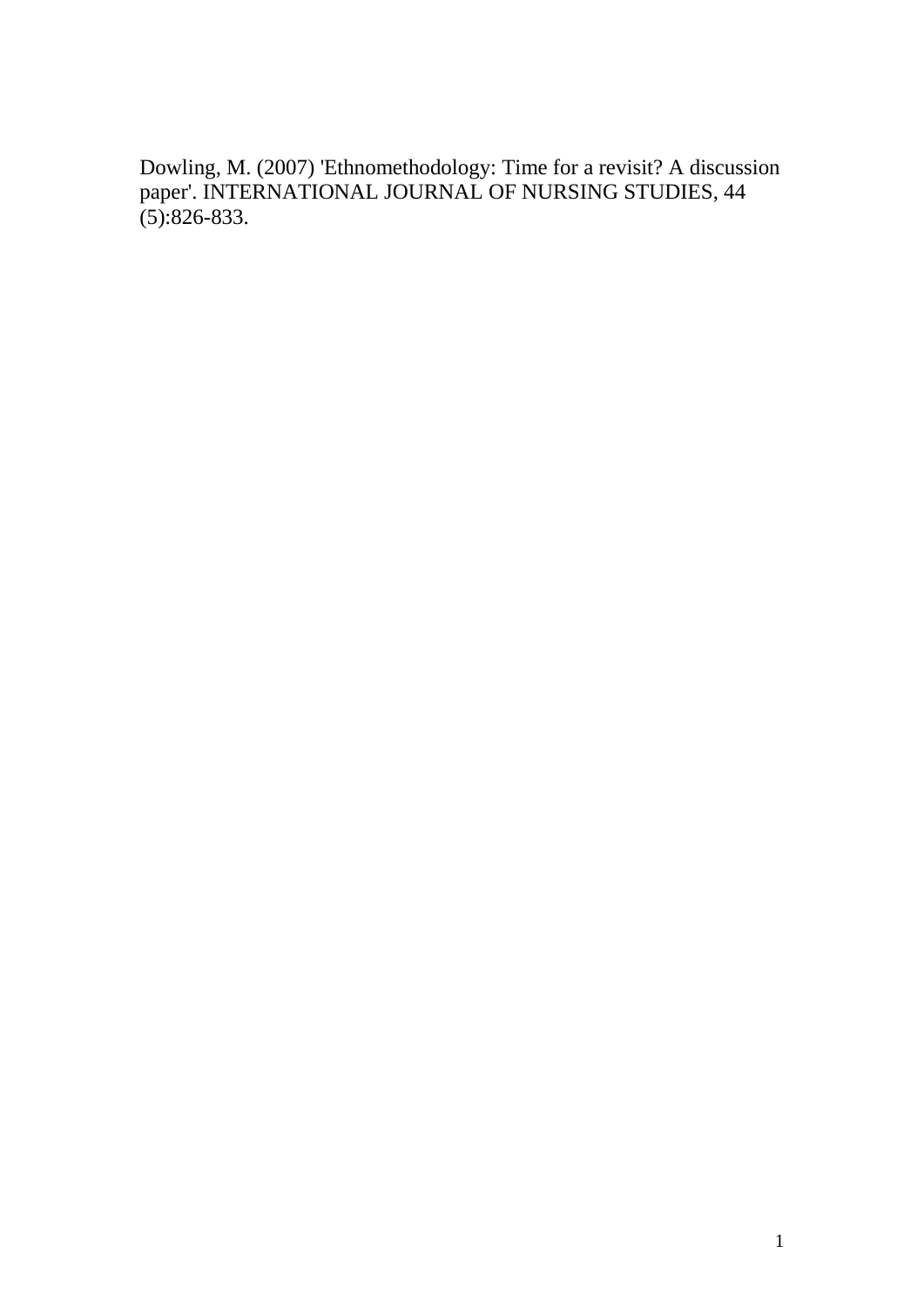Dowling, M. (2007) 'Ethnomethodology: Time for a revisit? A discussion paper'. INTERNATIONAL JOURNAL OF NURSING STUDIES, 44 (5):826-833.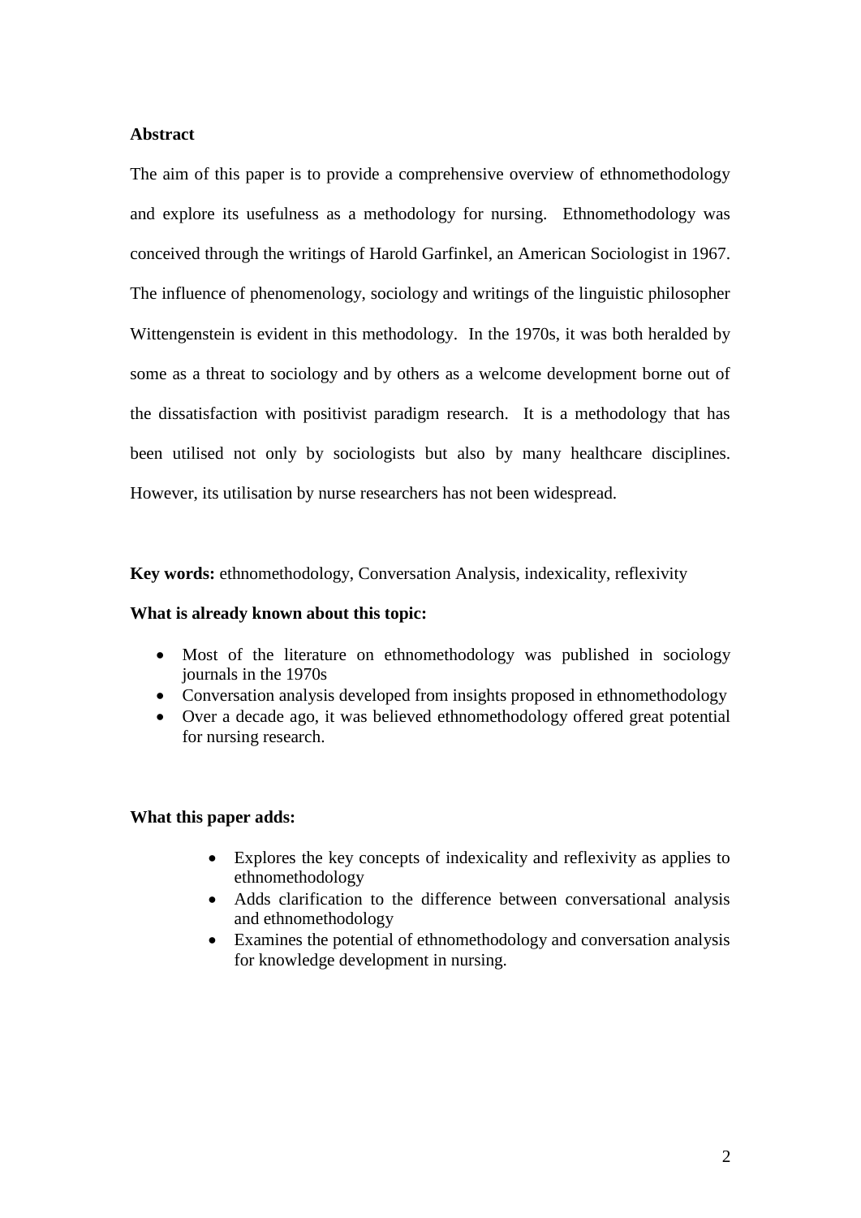**Abstract**

The aim of this paper is to provide a comprehensive overview of ethnomethodology and explore its usefulness as a methodology for nursing. Ethnomethodology was conceived through the writings of Harold Garfinkel, an American Sociologist in 1967. The influence of phenomenology, sociology and writings of the linguistic philosopher Wittengenstein is evident in this methodology. In the 1970s, it was both heralded by some as a threat to sociology and by others as a welcome development borne out of the dissatisfaction with positivist paradigm research. It is a methodology that has been utilised not only by sociologists but also by many healthcare disciplines. However, its utilisation by nurse researchers has not been widespread.

**Key words:** ethnomethodology, Conversation Analysis, indexicality, reflexivity

**What is already known about this topic:**

- Most of the literature on ethnomethodology was published in sociology journals in the 1970s
- Conversation analysis developed from insights proposed in ethnomethodology
- Over a decade ago, it was believed ethnomethodology offered great potential for nursing research.

**What this paper adds:**

- Explores the key concepts of indexicality and reflexivity as applies to ethnomethodology
- Adds clarification to the difference between conversational analysis and ethnomethodology
- Examines the potential of ethnomethodology and conversation analysis for knowledge development in nursing.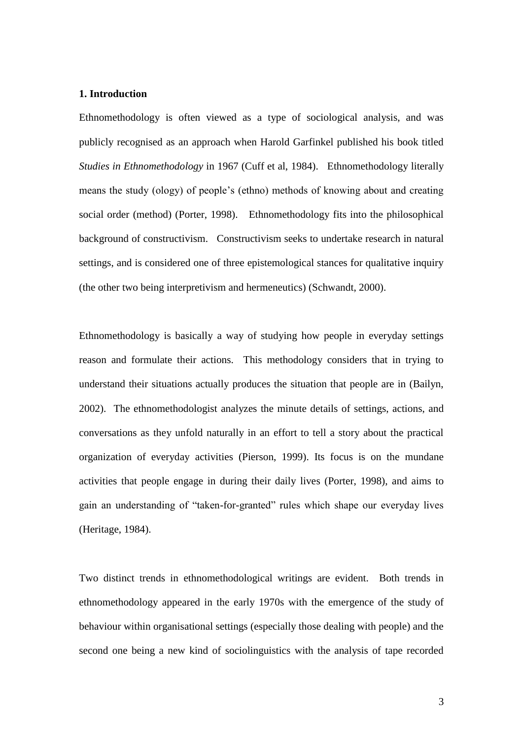### 1. Introduction

Ethnomethodology is often viewed as a type of sociological analysis, and was publicly recognised as an approach when Harold Garfinkel published his book titled *Studies in Ethnomethodology* in 1967 (Cuff et al, 1984). Ethnomethodology literally means the study (ology) of people's (ethno) methods of knowing about and creating social order (method) (Porter, 1998). Ethnomethodology fits into the philosophical background of constructivism. Constructivism seeks to undertake research in natural settings, and is considered one of three epistemological stances for qualitative inquiry (the other two being interpretivism and hermeneutics) (Schwandt, 2000).

Ethnomethodology is basically a way of studying how people in everyday settings reason and formulate their actions. This methodology considers that in trying to understand their situations actually produces the situation that people are in (Bailyn, 2002). The ethnomethodologist analyzes the minute details of settings, actions, and conversations as they unfold naturally in an effort to tell a story about the practical organization of everyday activities (Pierson, 1999). Its focus is on the mundane activities that people engage in during their daily lives (Porter, 1998), and aims to gain an understanding of "taken-for-granted" rules which shape our everyday lives (Heritage, 1984).

Two distinct trends in ethnomethodological writings are evident. Both trends in ethnomethodology appeared in the early 1970s with the emergence of the study of behaviour within organisational settings (especially those dealing with people) and the second one being a new kind of sociolinguistics with the analysis of tape recorded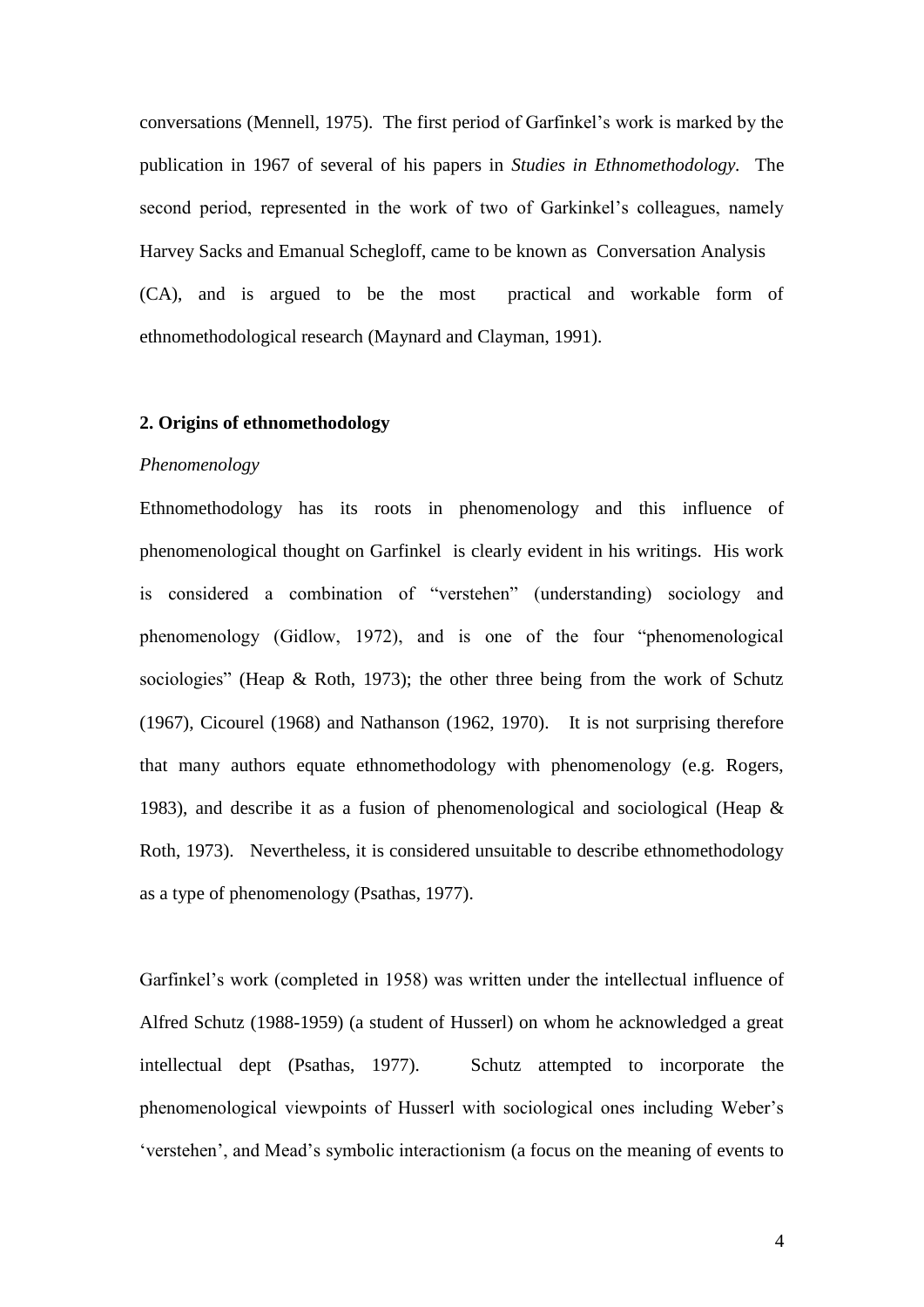conversations (Mennell, 1975). The first period of Garfinkel's work is marked by the publication in 1967 of several of his papers in *Studies in Ethnomethodology.* The second period, represented in the work of two of Garkinkel's colleagues, namely Harvey Sacks and Emanual Schegloff, came to be known as Conversation Analysis (CA), and is argued to be the most practical and workable form of ethnomethodological research (Maynard and Clayman, 1991).

## 2. Origins of ethnomethodology

*Phenomenology*

Ethnomethodology has its roots in phenomenology and this influence of phenomenological thought on Garfinkel is clearly evident in his writings. His work is considered a combination of "verstehen" (understanding) sociology and phenomenology (Gidlow, 1972), and is one of the four "phenomenological sociologies" (Heap & Roth, 1973); the other three being from the work of Schutz (1967), Cicourel (1968) and Nathanson (1962, 1970). It is not surprising therefore that many authors equate ethnomethodology with phenomenology (e.g. Rogers, 1983), and describe it as a fusion of phenomenological and sociological (Heap & Roth, 1973). Nevertheless, it is considered unsuitable to describe ethnomethodology as a type of phenomenology (Psathas, 1977).

Garfinkel's work (completed in 1958) was written under the intellectual influence of Alfred Schutz (1988-1959) (a student of Husserl) on whom he acknowledged a great intellectual dept (Psathas, 1977). Schutz attempted to incorporate the phenomenological viewpoints of Husserl with sociological ones including Weber's 'verstehen', and Mead's symbolic interactionism (a focus on the meaning of events to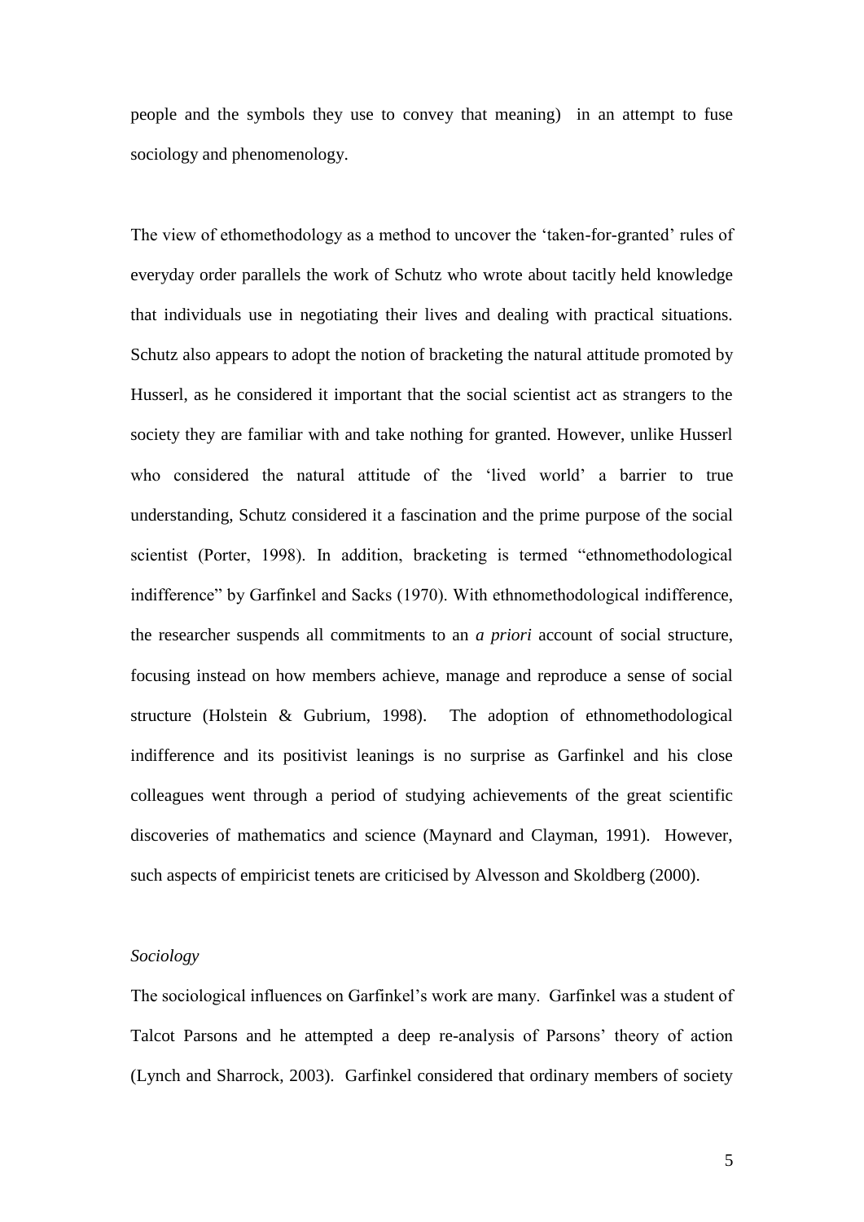people and the symbols they use to convey that meaning) in an attempt to fuse sociology and phenomenology.

The view of ethomethodology as a method to uncover the 'taken-for-granted' rules of everyday order parallels the work of Schutz who wrote about tacitly held knowledge that individuals use in negotiating their lives and dealing with practical situations. Schutz also appears to adopt the notion of bracketing the natural attitude promoted by Husserl, as he considered it important that the social scientist act as strangers to the society they are familiar with and take nothing for granted. However, unlike Husserl who considered the natural attitude of the 'lived world' a barrier to true understanding, Schutz considered it a fascination and the prime purpose of the social scientist (Porter, 1998). In addition, bracketing is termed "ethnomethodological indifference" by Garfinkel and Sacks (1970). With ethnomethodological indifference, the researcher suspends all commitments to an *a priori* account of social structure, focusing instead on how members achieve, manage and reproduce a sense of social structure (Holstein & Gubrium, 1998). The adoption of ethnomethodological indifference and its positivist leanings is no surprise as Garfinkel and his close colleagues went through a period of studying achievements of the great scientific discoveries of mathematics and science (Maynard and Clayman, 1991). However, such aspects of empiricist tenets are criticised by Alvesson and Skoldberg (2000).

*Sociology*

The sociological influences on Garfinkel's work are many. Garfinkel was a student of Talcot Parsons and he attempted a deep re-analysis of Parsons' theory of action (Lynch and Sharrock, 2003). Garfinkel considered that ordinary members of society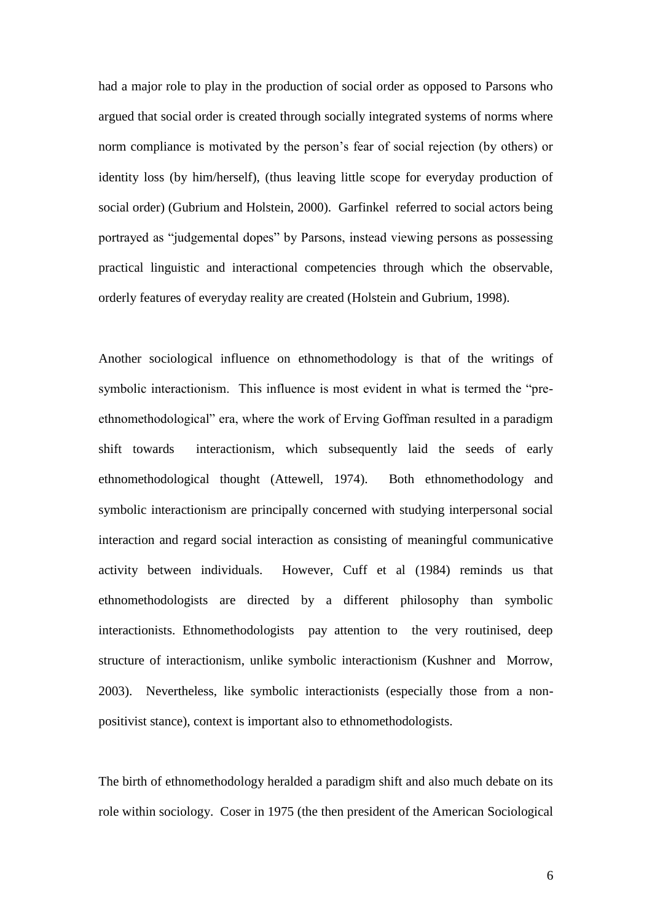had a major role to play in the production of social order as opposed to Parsons who argued that social order is created through socially integrated systems of norms where norm compliance is motivated by the person's fear of social rejection (by others) or identity loss (by him/herself), (thus leaving little scope for everyday production of social order) (Gubrium and Holstein, 2000). Garfinkel referred to social actors being portrayed as "judgemental dopes" by Parsons, instead viewing persons as possessing practical linguistic and interactional competencies through which the observable, orderly features of everyday reality are created (Holstein and Gubrium, 1998).

Another sociological influence on ethnomethodology is that of the writings of symbolic interactionism. This influence is most evident in what is termed the "pre-ethnomethodological" era, where the work of Erving Goffman resulted in a paradigm shift towards interactionism, which subsequently laid the seeds of early ethnomethodological thought (Attewell, 1974). Both ethnomethodology and symbolic interactionism are principally concerned with studying interpersonal social interaction and regard social interaction as consisting of meaningful communicative activity between individuals. However, Cuff et al (1984) reminds us that ethnomethodologists are directed by a different philosophy than symbolic interactionists. Ethnomethodologists pay attention to the very routinised, deep structure of interactionism, unlike symbolic interactionism (Kushner and Morrow, 2003). Nevertheless, like symbolic interactionists (especially those from a non-positivist stance), context is important also to ethnomethodologists.

The birth of ethnomethodology heralded a paradigm shift and also much debate on its role within sociology. Coser in 1975 (the then president of the American Sociological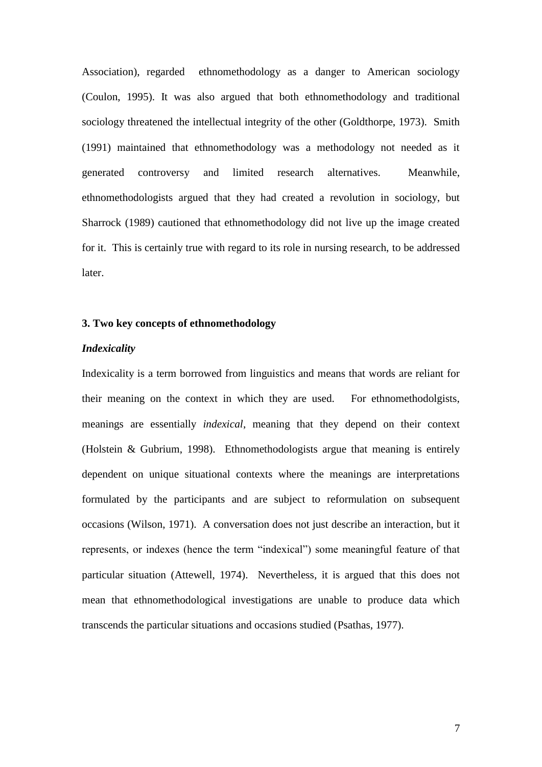Association), regarded ethnomethodology as a danger to American sociology (Coulon, 1995). It was also argued that both ethnomethodology and traditional sociology threatened the intellectual integrity of the other (Goldthorpe, 1973). Smith (1991) maintained that ethnomethodology was a methodology not needed as it generated controversy and limited research alternatives. Meanwhile, ethnomethodologists argued that they had created a revolution in sociology, but Sharrock (1989) cautioned that ethnomethodology did not live up the image created for it. This is certainly true with regard to its role in nursing research, to be addressed later.

### 3. Two key concepts of ethnomethodology

#### *Indexicality*

Indexicality is a term borrowed from linguistics and means that words are reliant for their meaning on the context in which they are used. For ethnomethodolgists, meanings are essentially *indexical*, meaning that they depend on their context (Holstein & Gubrium, 1998). Ethnomethodologists argue that meaning is entirely dependent on unique situational contexts where the meanings are interpretations formulated by the participants and are subject to reformulation on subsequent occasions (Wilson, 1971). A conversation does not just describe an interaction, but it represents, or indexes (hence the term "indexical") some meaningful feature of that particular situation (Attewell, 1974). Nevertheless, it is argued that this does not mean that ethnomethodological investigations are unable to produce data which transcends the particular situations and occasions studied (Psathas, 1977).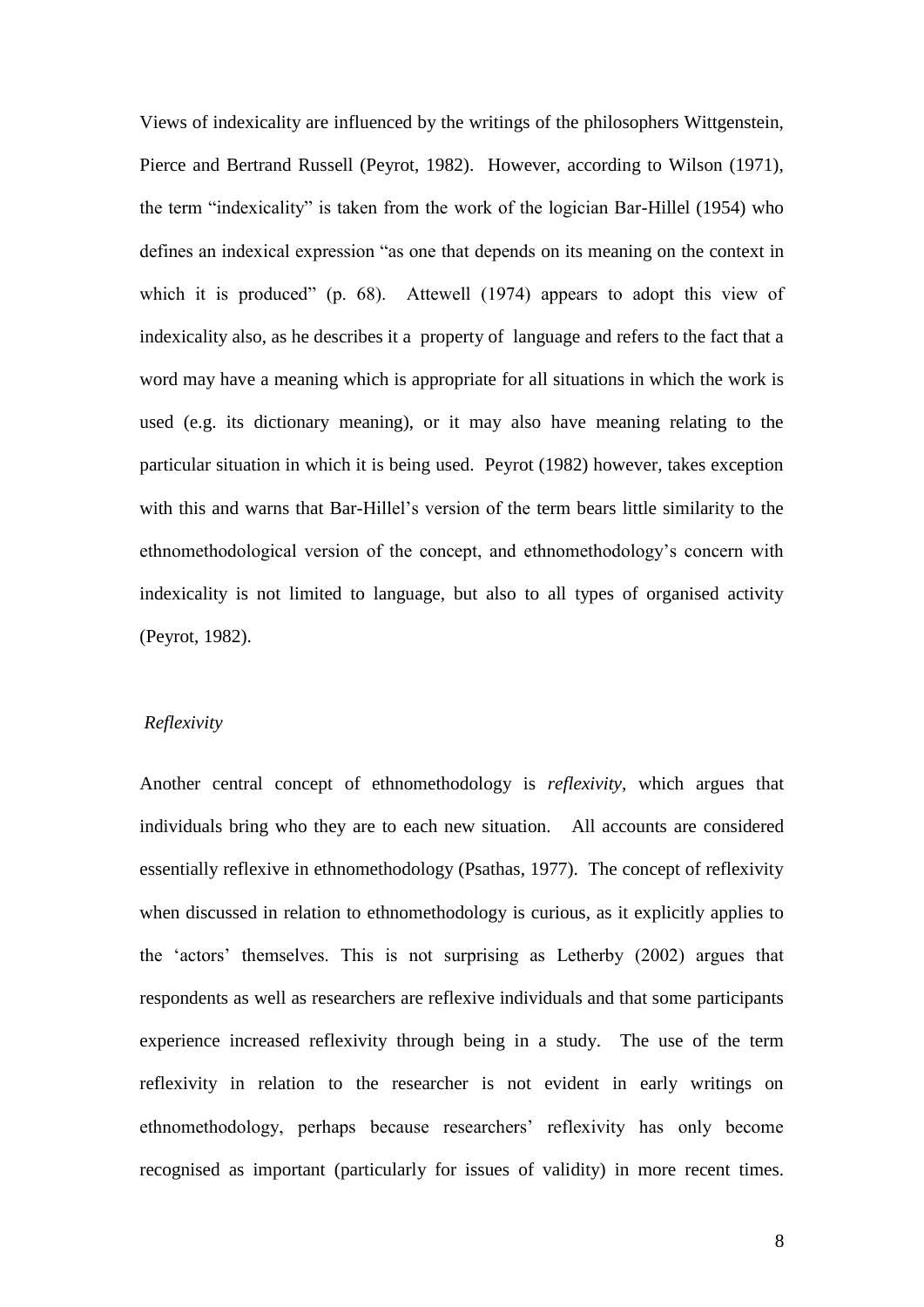Views of indexicality are influenced by the writings of the philosophers Wittgenstein, Pierce and Bertrand Russell (Peyrot, 1982). However, according to Wilson (1971), the term “indexicality” is taken from the work of the logician Bar-Hillel (1954) who defines an indexical expression “as one that depends on its meaning on the context in which it is produced” (p. 68). Attewell (1974) appears to adopt this view of indexicality also, as he describes it a property of language and refers to the fact that a word may have a meaning which is appropriate for all situations in which the work is used (e.g. its dictionary meaning), or it may also have meaning relating to the particular situation in which it is being used. Peyrot (1982) however, takes exception with this and warns that Bar-Hillel’s version of the term bears little similarity to the ethnomethodological version of the concept, and ethnomethodology’s concern with indexicality is not limited to language, but also to all types of organised activity (Peyrot, 1982).

*Reflexivity*

Another central concept of ethnomethodology is *reflexivity*, which argues that individuals bring who they are to each new situation. All accounts are considered essentially reflexive in ethnomethodology (Psathas, 1977). The concept of reflexivity when discussed in relation to ethnomethodology is curious, as it explicitly applies to the ‘actors’ themselves. This is not surprising as Letherby (2002) argues that respondents as well as researchers are reflexive individuals and that some participants experience increased reflexivity through being in a study. The use of the term reflexivity in relation to the researcher is not evident in early writings on ethnomethodology, perhaps because researchers’ reflexivity has only become recognised as important (particularly for issues of validity) in more recent times.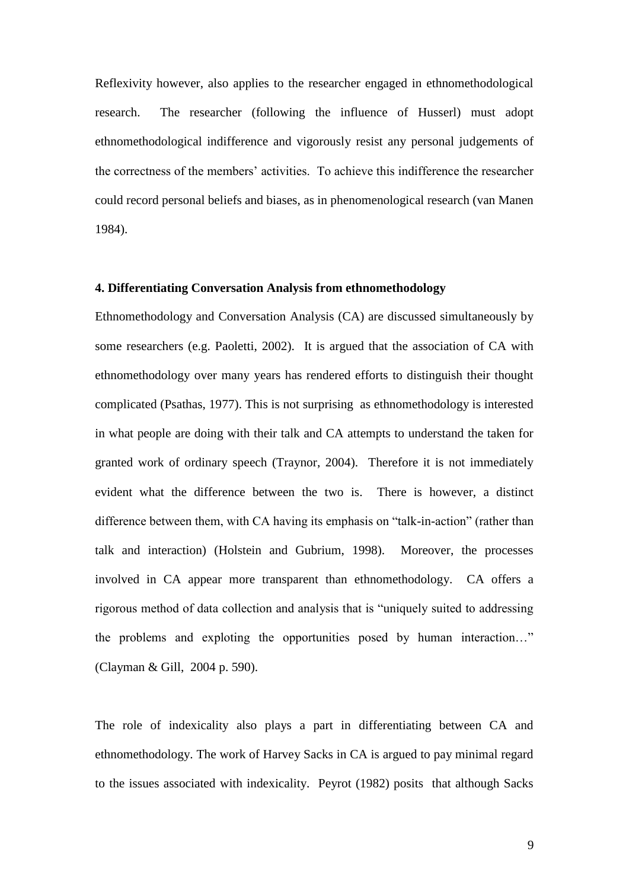Reflexivity however, also applies to the researcher engaged in ethnomethodological research. The researcher (following the influence of Husserl) must adopt ethnomethodological indifference and vigorously resist any personal judgements of the correctness of the members' activities. To achieve this indifference the researcher could record personal beliefs and biases, as in phenomenological research (van Manen 1984).

**4. Differentiating Conversation Analysis from ethnomethodology**

Ethnomethodology and Conversation Analysis (CA) are discussed simultaneously by some researchers (e.g. Paoletti, 2002). It is argued that the association of CA with ethnomethodology over many years has rendered efforts to distinguish their thought complicated (Psathas, 1977). This is not surprising as ethnomethodology is interested in what people are doing with their talk and CA attempts to understand the taken for granted work of ordinary speech (Traynor, 2004). Therefore it is not immediately evident what the difference between the two is. There is however, a distinct difference between them, with CA having its emphasis on "talk-in-action" (rather than talk and interaction) (Holstein and Gubrium, 1998). Moreover, the processes involved in CA appear more transparent than ethnomethodology. CA offers a rigorous method of data collection and analysis that is "uniquely suited to addressing the problems and exploting the opportunities posed by human interaction…" (Clayman & Gill, 2004 p. 590).

The role of indexicality also plays a part in differentiating between CA and ethnomethodology. The work of Harvey Sacks in CA is argued to pay minimal regard to the issues associated with indexicality. Peyrot (1982) posits that although Sacks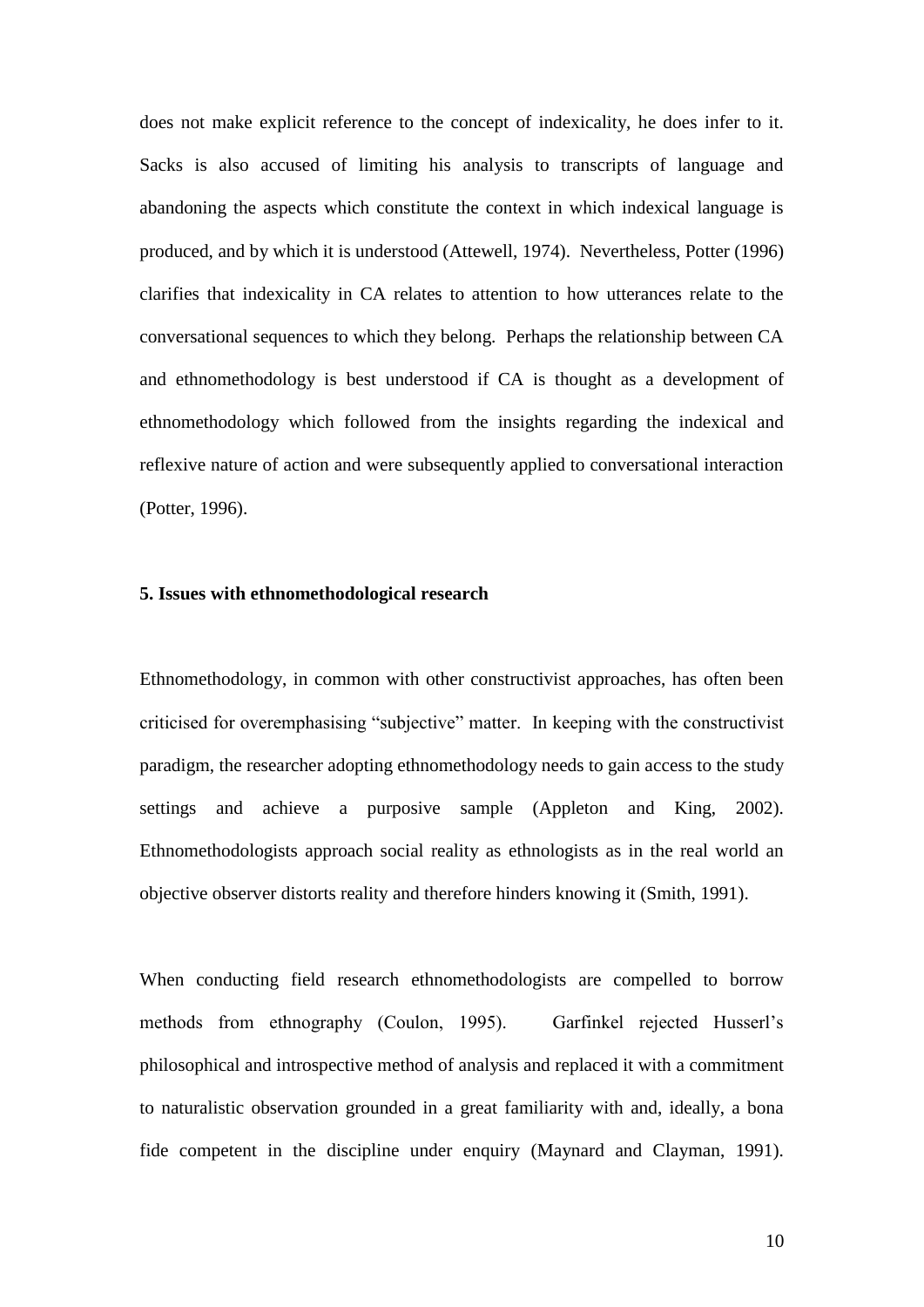does not make explicit reference to the concept of indexicality, he does infer to it. Sacks is also accused of limiting his analysis to transcripts of language and abandoning the aspects which constitute the context in which indexical language is produced, and by which it is understood (Attewell, 1974). Nevertheless, Potter (1996) clarifies that indexicality in CA relates to attention to how utterances relate to the conversational sequences to which they belong. Perhaps the relationship between CA and ethnomethodology is best understood if CA is thought as a development of ethnomethodology which followed from the insights regarding the indexical and reflexive nature of action and were subsequently applied to conversational interaction (Potter, 1996).

**5. Issues with ethnomethodological research**

Ethnomethodology, in common with other constructivist approaches, has often been criticised for overemphasising "subjective" matter. In keeping with the constructivist paradigm, the researcher adopting ethnomethodology needs to gain access to the study settings and achieve a purposive sample (Appleton and King, 2002). Ethnomethodologists approach social reality as ethnologists as in the real world an objective observer distorts reality and therefore hinders knowing it (Smith, 1991).

When conducting field research ethnomethodologists are compelled to borrow methods from ethnography (Coulon, 1995). Garfinkel rejected Husserl's philosophical and introspective method of analysis and replaced it with a commitment to naturalistic observation grounded in a great familiarity with and, ideally, a bona fide competent in the discipline under enquiry (Maynard and Clayman, 1991).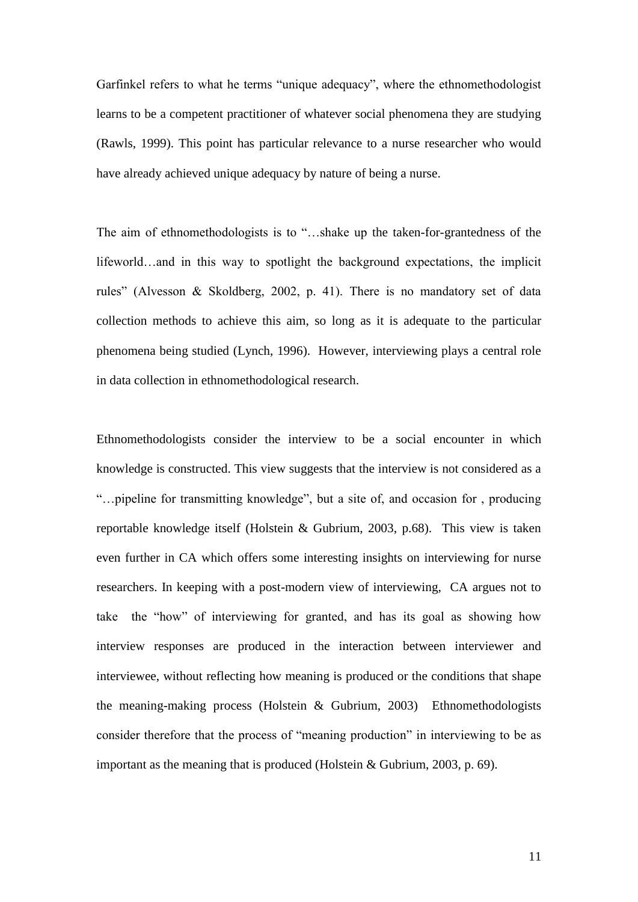Garfinkel refers to what he terms "unique adequacy", where the ethnomethodologist learns to be a competent practitioner of whatever social phenomena they are studying (Rawls, 1999). This point has particular relevance to a nurse researcher who would have already achieved unique adequacy by nature of being a nurse.

The aim of ethnomethodologists is to "…shake up the taken-for-grantedness of the lifeworld…and in this way to spotlight the background expectations, the implicit rules" (Alvesson & Skoldberg, 2002, p. 41). There is no mandatory set of data collection methods to achieve this aim, so long as it is adequate to the particular phenomena being studied (Lynch, 1996). However, interviewing plays a central role in data collection in ethnomethodological research.

Ethnomethodologists consider the interview to be a social encounter in which knowledge is constructed. This view suggests that the interview is not considered as a "…pipeline for transmitting knowledge", but a site of, and occasion for , producing reportable knowledge itself (Holstein & Gubrium, 2003, p.68). This view is taken even further in CA which offers some interesting insights on interviewing for nurse researchers. In keeping with a post-modern view of interviewing, CA argues not to take the "how" of interviewing for granted, and has its goal as showing how interview responses are produced in the interaction between interviewer and interviewee, without reflecting how meaning is produced or the conditions that shape the meaning-making process (Holstein & Gubrium, 2003) Ethnomethodologists consider therefore that the process of "meaning production" in interviewing to be as important as the meaning that is produced (Holstein & Gubrium, 2003, p. 69).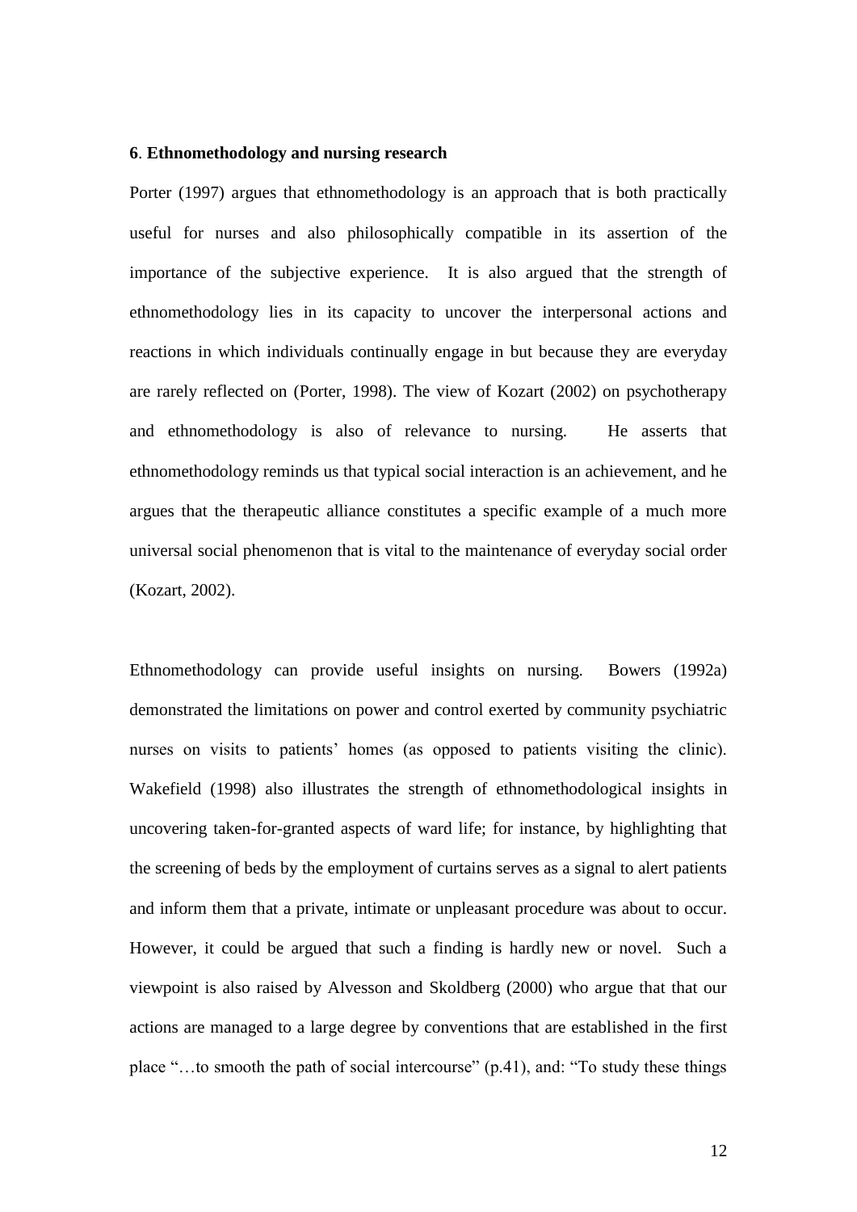### **6**. **Ethnomethodology and nursing research**

Porter (1997) argues that ethnomethodology is an approach that is both practically useful for nurses and also philosophically compatible in its assertion of the importance of the subjective experience. It is also argued that the strength of ethnomethodology lies in its capacity to uncover the interpersonal actions and reactions in which individuals continually engage in but because they are everyday are rarely reflected on (Porter, 1998). The view of Kozart (2002) on psychotherapy and ethnomethodology is also of relevance to nursing. He asserts that ethnomethodology reminds us that typical social interaction is an achievement, and he argues that the therapeutic alliance constitutes a specific example of a much more universal social phenomenon that is vital to the maintenance of everyday social order (Kozart, 2002).

Ethnomethodology can provide useful insights on nursing. Bowers (1992a) demonstrated the limitations on power and control exerted by community psychiatric nurses on visits to patients' homes (as opposed to patients visiting the clinic). Wakefield (1998) also illustrates the strength of ethnomethodological insights in uncovering taken-for-granted aspects of ward life; for instance, by highlighting that the screening of beds by the employment of curtains serves as a signal to alert patients and inform them that a private, intimate or unpleasant procedure was about to occur. However, it could be argued that such a finding is hardly new or novel. Such a viewpoint is also raised by Alvesson and Skoldberg (2000) who argue that that our actions are managed to a large degree by conventions that are established in the first place "…to smooth the path of social intercourse" (p.41), and: "To study these things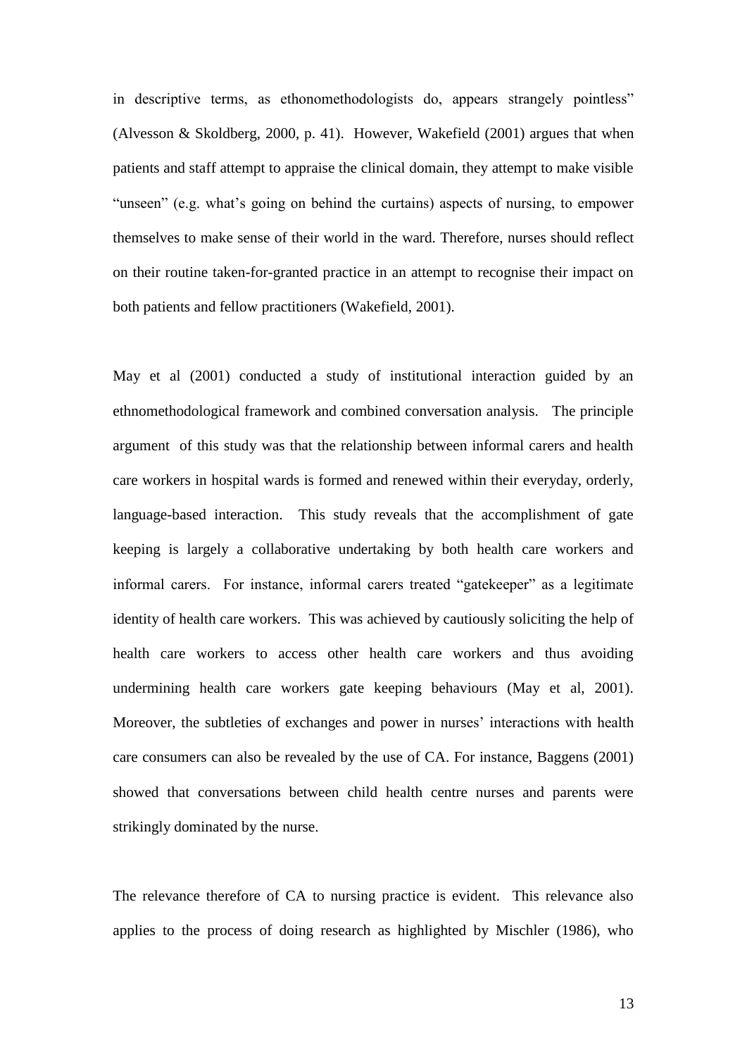in descriptive terms, as ethonomethodologists do, appears strangely pointless" (Alvesson & Skoldberg, 2000, p. 41). However, Wakefield (2001) argues that when patients and staff attempt to appraise the clinical domain, they attempt to make visible "unseen" (e.g. what's going on behind the curtains) aspects of nursing, to empower themselves to make sense of their world in the ward. Therefore, nurses should reflect on their routine taken-for-granted practice in an attempt to recognise their impact on both patients and fellow practitioners (Wakefield, 2001).

May et al (2001) conducted a study of institutional interaction guided by an ethnomethodological framework and combined conversation analysis. The principle argument of this study was that the relationship between informal carers and health care workers in hospital wards is formed and renewed within their everyday, orderly, language-based interaction. This study reveals that the accomplishment of gate keeping is largely a collaborative undertaking by both health care workers and informal carers. For instance, informal carers treated "gatekeeper" as a legitimate identity of health care workers. This was achieved by cautiously soliciting the help of health care workers to access other health care workers and thus avoiding undermining health care workers gate keeping behaviours (May et al, 2001). Moreover, the subtleties of exchanges and power in nurses' interactions with health care consumers can also be revealed by the use of CA. For instance, Baggens (2001) showed that conversations between child health centre nurses and parents were strikingly dominated by the nurse.

The relevance therefore of CA to nursing practice is evident. This relevance also applies to the process of doing research as highlighted by Mischler (1986), who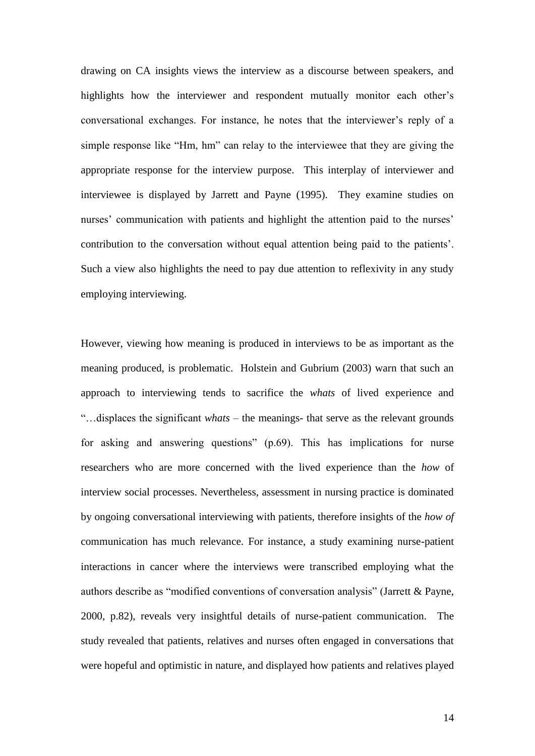drawing on CA insights views the interview as a discourse between speakers, and highlights how the interviewer and respondent mutually monitor each other's conversational exchanges. For instance, he notes that the interviewer's reply of a simple response like "Hm, hm" can relay to the interviewee that they are giving the appropriate response for the interview purpose. This interplay of interviewer and interviewee is displayed by Jarrett and Payne (1995). They examine studies on nurses' communication with patients and highlight the attention paid to the nurses' contribution to the conversation without equal attention being paid to the patients'. Such a view also highlights the need to pay due attention to reflexivity in any study employing interviewing.

However, viewing how meaning is produced in interviews to be as important as the meaning produced, is problematic. Holstein and Gubrium (2003) warn that such an approach to interviewing tends to sacrifice the *whats* of lived experience and "…displaces the significant *whats* – the meanings- that serve as the relevant grounds for asking and answering questions" (p.69). This has implications for nurse researchers who are more concerned with the lived experience than the *how* of interview social processes. Nevertheless, assessment in nursing practice is dominated by ongoing conversational interviewing with patients, therefore insights of the *how of* communication has much relevance. For instance, a study examining nurse-patient interactions in cancer where the interviews were transcribed employing what the authors describe as "modified conventions of conversation analysis" (Jarrett & Payne, 2000, p.82), reveals very insightful details of nurse-patient communication. The study revealed that patients, relatives and nurses often engaged in conversations that were hopeful and optimistic in nature, and displayed how patients and relatives played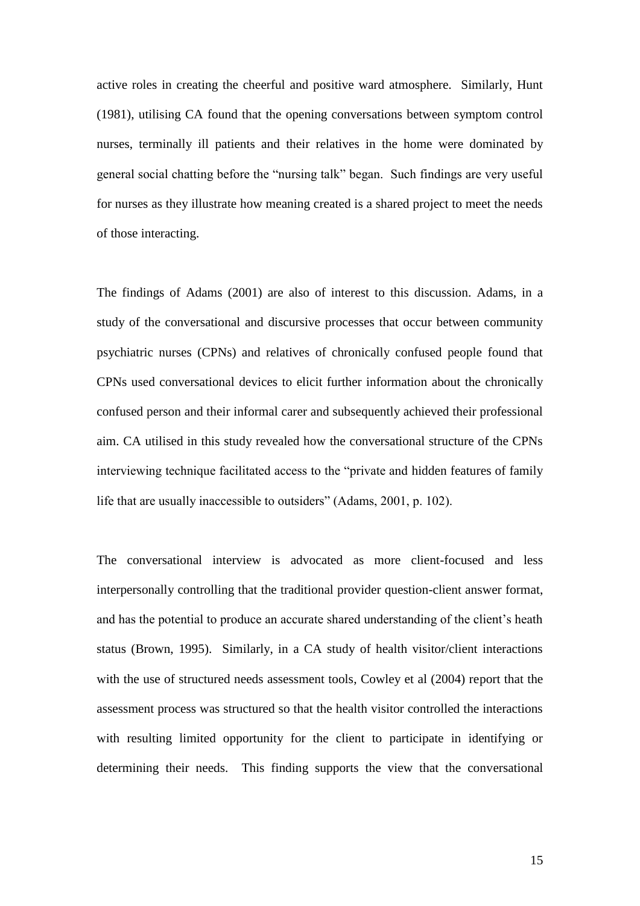active roles in creating the cheerful and positive ward atmosphere. Similarly, Hunt (1981), utilising CA found that the opening conversations between symptom control nurses, terminally ill patients and their relatives in the home were dominated by general social chatting before the "nursing talk" began. Such findings are very useful for nurses as they illustrate how meaning created is a shared project to meet the needs of those interacting.

The findings of Adams (2001) are also of interest to this discussion. Adams, in a study of the conversational and discursive processes that occur between community psychiatric nurses (CPNs) and relatives of chronically confused people found that CPNs used conversational devices to elicit further information about the chronically confused person and their informal carer and subsequently achieved their professional aim. CA utilised in this study revealed how the conversational structure of the CPNs interviewing technique facilitated access to the "private and hidden features of family life that are usually inaccessible to outsiders" (Adams, 2001, p. 102).

The conversational interview is advocated as more client-focused and less interpersonally controlling that the traditional provider question-client answer format, and has the potential to produce an accurate shared understanding of the client's heath status (Brown, 1995). Similarly, in a CA study of health visitor/client interactions with the use of structured needs assessment tools, Cowley et al (2004) report that the assessment process was structured so that the health visitor controlled the interactions with resulting limited opportunity for the client to participate in identifying or determining their needs. This finding supports the view that the conversational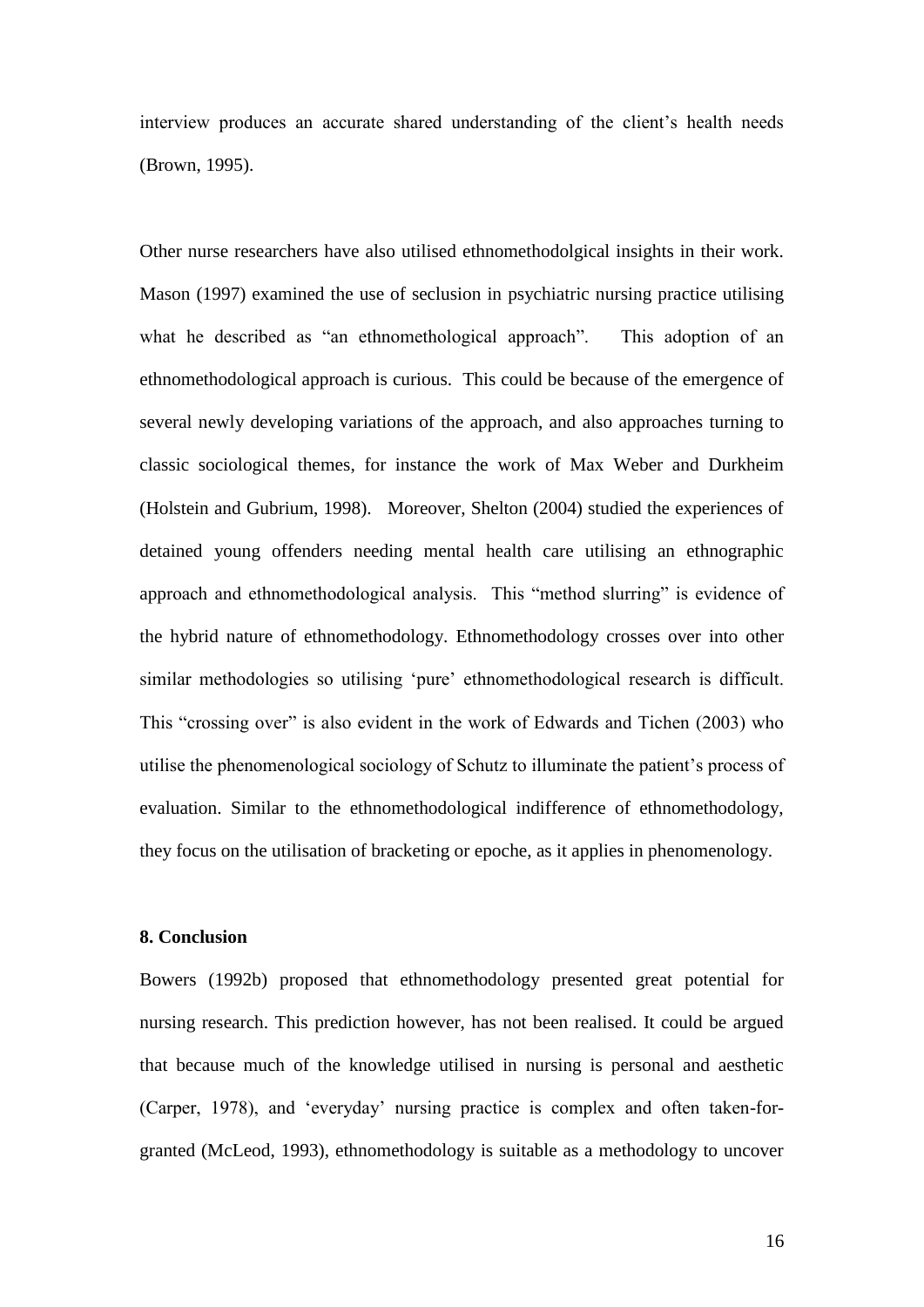interview produces an accurate shared understanding of the client's health needs (Brown, 1995).

Other nurse researchers have also utilised ethnomethodolgical insights in their work. Mason (1997) examined the use of seclusion in psychiatric nursing practice utilising what he described as "an ethnomethological approach". This adoption of an ethnomethodological approach is curious. This could be because of the emergence of several newly developing variations of the approach, and also approaches turning to classic sociological themes, for instance the work of Max Weber and Durkheim (Holstein and Gubrium, 1998). Moreover, Shelton (2004) studied the experiences of detained young offenders needing mental health care utilising an ethnographic approach and ethnomethodological analysis. This "method slurring" is evidence of the hybrid nature of ethnomethodology. Ethnomethodology crosses over into other similar methodologies so utilising 'pure' ethnomethodological research is difficult. This "crossing over" is also evident in the work of Edwards and Tichen (2003) who utilise the phenomenological sociology of Schutz to illuminate the patient's process of evaluation. Similar to the ethnomethodological indifference of ethnomethodology, they focus on the utilisation of bracketing or epoche, as it applies in phenomenology.

## 8. Conclusion

Bowers (1992b) proposed that ethnomethodology presented great potential for nursing research. This prediction however, has not been realised. It could be argued that because much of the knowledge utilised in nursing is personal and aesthetic (Carper, 1978), and 'everyday' nursing practice is complex and often taken-for-granted (McLeod, 1993), ethnomethodology is suitable as a methodology to uncover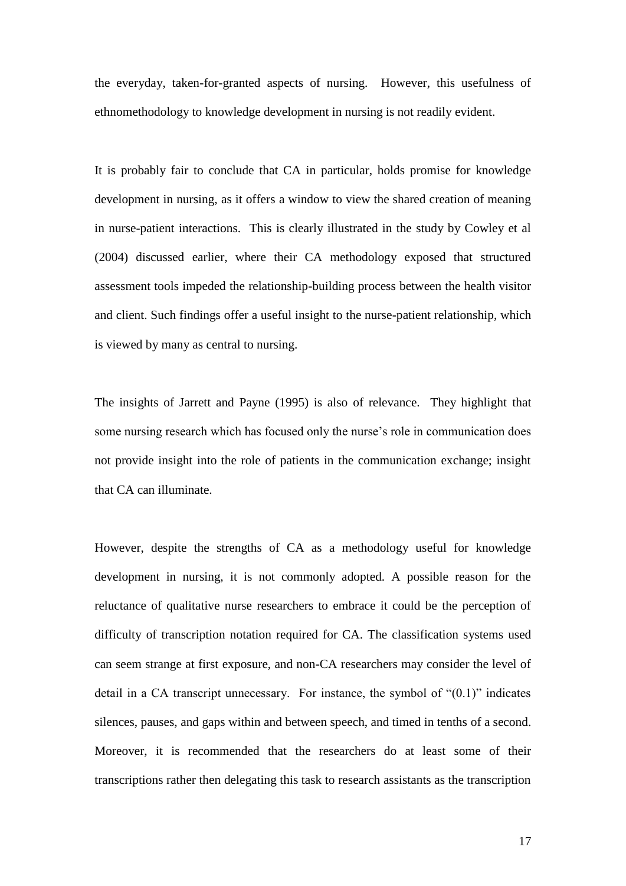the everyday, taken-for-granted aspects of nursing. However, this usefulness of ethnomethodology to knowledge development in nursing is not readily evident.

It is probably fair to conclude that CA in particular, holds promise for knowledge development in nursing, as it offers a window to view the shared creation of meaning in nurse-patient interactions. This is clearly illustrated in the study by Cowley et al (2004) discussed earlier, where their CA methodology exposed that structured assessment tools impeded the relationship-building process between the health visitor and client. Such findings offer a useful insight to the nurse-patient relationship, which is viewed by many as central to nursing.

The insights of Jarrett and Payne (1995) is also of relevance. They highlight that some nursing research which has focused only the nurse's role in communication does not provide insight into the role of patients in the communication exchange; insight that CA can illuminate.

However, despite the strengths of CA as a methodology useful for knowledge development in nursing, it is not commonly adopted. A possible reason for the reluctance of qualitative nurse researchers to embrace it could be the perception of difficulty of transcription notation required for CA. The classification systems used can seem strange at first exposure, and non-CA researchers may consider the level of detail in a CA transcript unnecessary. For instance, the symbol of "(0.1)" indicates silences, pauses, and gaps within and between speech, and timed in tenths of a second. Moreover, it is recommended that the researchers do at least some of their transcriptions rather then delegating this task to research assistants as the transcription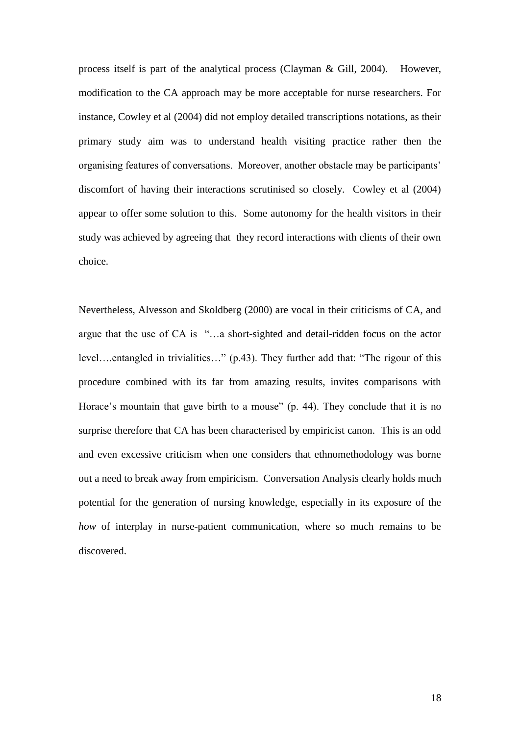process itself is part of the analytical process (Clayman & Gill, 2004). However, modification to the CA approach may be more acceptable for nurse researchers. For instance, Cowley et al (2004) did not employ detailed transcriptions notations, as their primary study aim was to understand health visiting practice rather then the organising features of conversations. Moreover, another obstacle may be participants' discomfort of having their interactions scrutinised so closely. Cowley et al (2004) appear to offer some solution to this. Some autonomy for the health visitors in their study was achieved by agreeing that they record interactions with clients of their own choice.

Nevertheless, Alvesson and Skoldberg (2000) are vocal in their criticisms of CA, and argue that the use of CA is "…a short-sighted and detail-ridden focus on the actor level….entangled in trivialities…" (p.43). They further add that: "The rigour of this procedure combined with its far from amazing results, invites comparisons with Horace's mountain that gave birth to a mouse" (p. 44). They conclude that it is no surprise therefore that CA has been characterised by empiricist canon. This is an odd and even excessive criticism when one considers that ethnomethodology was borne out a need to break away from empiricism. Conversation Analysis clearly holds much potential for the generation of nursing knowledge, especially in its exposure of the *how* of interplay in nurse-patient communication, where so much remains to be discovered.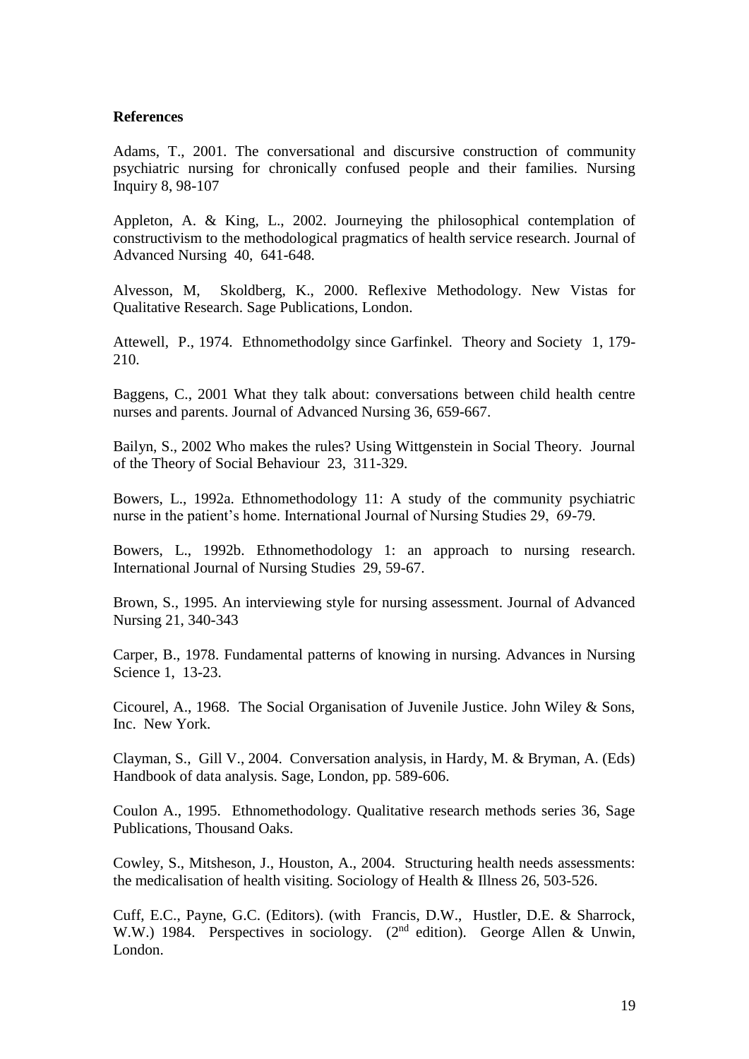**References**

Adams, T., 2001. The conversational and discursive construction of community psychiatric nursing for chronically confused people and their families. Nursing Inquiry 8, 98-107

Appleton, A. & King, L., 2002. Journeying the philosophical contemplation of constructivism to the methodological pragmatics of health service research. Journal of Advanced Nursing 40, 641-648.

Alvesson, M, Skoldberg, K., 2000. Reflexive Methodology. New Vistas for Qualitative Research. Sage Publications, London.

Attewell, P., 1974. Ethnomethodolgy since Garfinkel. Theory and Society 1, 179-210.

Baggens, C., 2001 What they talk about: conversations between child health centre nurses and parents. Journal of Advanced Nursing 36, 659-667.

Bailyn, S., 2002 Who makes the rules? Using Wittgenstein in Social Theory. Journal of the Theory of Social Behaviour 23, 311-329.

Bowers, L., 1992a. Ethnomethodology 11: A study of the community psychiatric nurse in the patient's home. International Journal of Nursing Studies 29, 69-79.

Bowers, L., 1992b. Ethnomethodology 1: an approach to nursing research. International Journal of Nursing Studies 29, 59-67.

Brown, S., 1995. An interviewing style for nursing assessment. Journal of Advanced Nursing 21, 340-343

Carper, B., 1978. Fundamental patterns of knowing in nursing. Advances in Nursing Science 1, 13-23.

Cicourel, A., 1968. The Social Organisation of Juvenile Justice. John Wiley & Sons, Inc. New York.

Clayman, S., Gill V., 2004. Conversation analysis, in Hardy, M. & Bryman, A. (Eds) Handbook of data analysis. Sage, London, pp. 589-606.

Coulon A., 1995. Ethnomethodology. Qualitative research methods series 36, Sage Publications, Thousand Oaks.

Cowley, S., Mitsheson, J., Houston, A., 2004. Structuring health needs assessments: the medicalisation of health visiting. Sociology of Health & Illness 26, 503-526.

Cuff, E.C., Payne, G.C. (Editors). (with Francis, D.W., Hustler, D.E. & Sharrock, W.W.) 1984. Perspectives in sociology. (2nd edition). George Allen & Unwin, London.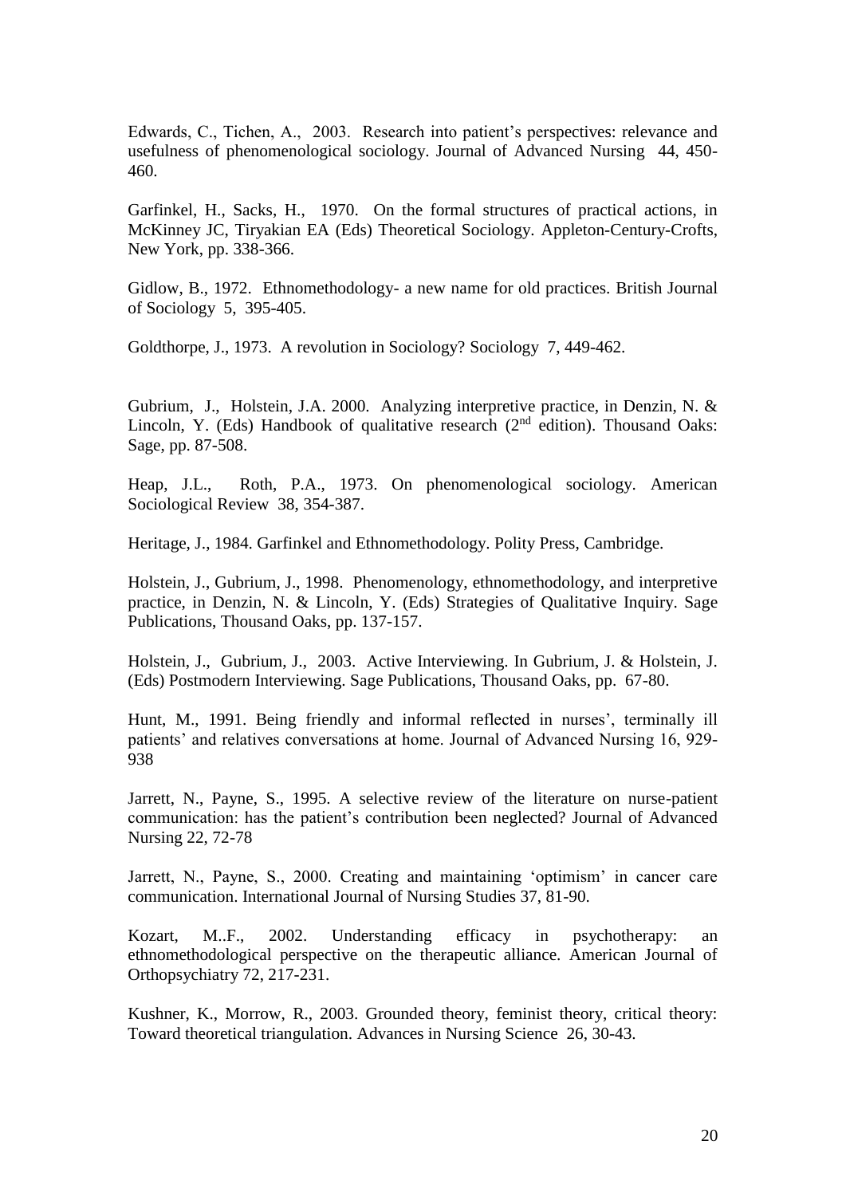Edwards, C., Tichen, A., 2003. Research into patient's perspectives: relevance and usefulness of phenomenological sociology. Journal of Advanced Nursing 44, 450-460.

Garfinkel, H., Sacks, H., 1970. On the formal structures of practical actions, in McKinney JC, Tiryakian EA (Eds) Theoretical Sociology. Appleton-Century-Crofts, New York, pp. 338-366.

Gidlow, B., 1972. Ethnomethodology- a new name for old practices. British Journal of Sociology 5, 395-405.

Goldthorpe, J., 1973. A revolution in Sociology? Sociology 7, 449-462.

Gubrium, J., Holstein, J.A. 2000. Analyzing interpretive practice, in Denzin, N. & Lincoln, Y. (Eds) Handbook of qualitative research (2nd edition). Thousand Oaks: Sage, pp. 87-508.

Heap, J.L., Roth, P.A., 1973. On phenomenological sociology. American Sociological Review 38, 354-387.

Heritage, J., 1984. Garfinkel and Ethnomethodology. Polity Press, Cambridge.

Holstein, J., Gubrium, J., 1998. Phenomenology, ethnomethodology, and interpretive practice, in Denzin, N. & Lincoln, Y. (Eds) Strategies of Qualitative Inquiry. Sage Publications, Thousand Oaks, pp. 137-157.

Holstein, J., Gubrium, J., 2003. Active Interviewing. In Gubrium, J. & Holstein, J. (Eds) Postmodern Interviewing. Sage Publications, Thousand Oaks, pp. 67-80.

Hunt, M., 1991. Being friendly and informal reflected in nurses', terminally ill patients' and relatives conversations at home. Journal of Advanced Nursing 16, 929-938

Jarrett, N., Payne, S., 1995. A selective review of the literature on nurse-patient communication: has the patient's contribution been neglected? Journal of Advanced Nursing 22, 72-78

Jarrett, N., Payne, S., 2000. Creating and maintaining 'optimism' in cancer care communication. International Journal of Nursing Studies 37, 81-90.

Kozart, M..F., 2002. Understanding efficacy in psychotherapy: an ethnomethodological perspective on the therapeutic alliance. American Journal of Orthopsychiatry 72, 217-231.

Kushner, K., Morrow, R., 2003. Grounded theory, feminist theory, critical theory: Toward theoretical triangulation. Advances in Nursing Science 26, 30-43.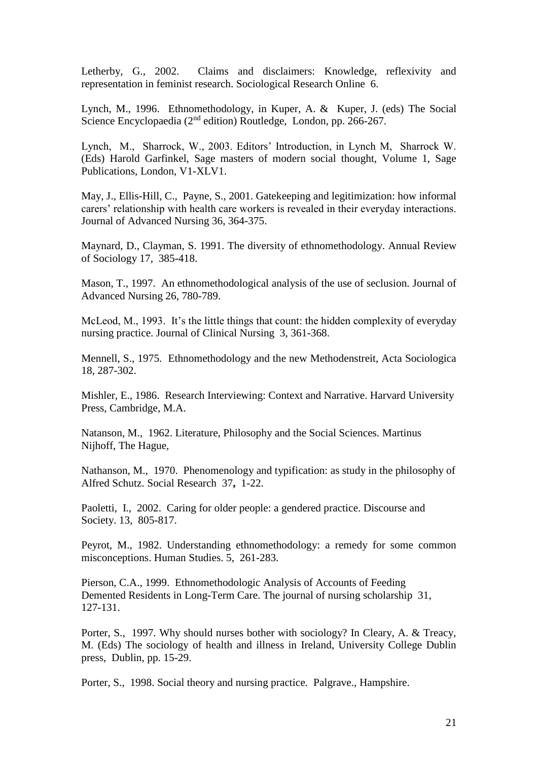Letherby, G., 2002. Claims and disclaimers: Knowledge, reflexivity and representation in feminist research. Sociological Research Online 6.

Lynch, M., 1996. Ethnomethodology, in Kuper, A. & Kuper, J. (eds) The Social Science Encyclopaedia (2nd edition) Routledge, London, pp. 266-267.

Lynch, M., Sharrock, W., 2003. Editors' Introduction, in Lynch M, Sharrock W. (Eds) Harold Garfinkel, Sage masters of modern social thought, Volume 1, Sage Publications, London, V1-XLV1.

May, J., Ellis-Hill, C., Payne, S., 2001. Gatekeeping and legitimization: how informal carers' relationship with health care workers is revealed in their everyday interactions. Journal of Advanced Nursing 36, 364-375.

Maynard, D., Clayman, S. 1991. The diversity of ethnomethodology. Annual Review of Sociology 17, 385-418.

Mason, T., 1997. An ethnomethodological analysis of the use of seclusion. Journal of Advanced Nursing 26, 780-789.

McLeod, M., 1993. It's the little things that count: the hidden complexity of everyday nursing practice. Journal of Clinical Nursing 3, 361-368.

Mennell, S., 1975. Ethnomethodology and the new Methodenstreit, Acta Sociologica 18, 287-302.

Mishler, E., 1986. Research Interviewing: Context and Narrative. Harvard University Press, Cambridge, M.A.

Natanson, M., 1962. Literature, Philosophy and the Social Sciences. Martinus Nijhoff, The Hague,

Nathanson, M., 1970. Phenomenology and typification: as study in the philosophy of Alfred Schutz. Social Research 37, 1-22.

Paoletti, I., 2002. Caring for older people: a gendered practice. Discourse and Society. 13, 805-817.

Peyrot, M., 1982. Understanding ethnomethodology: a remedy for some common misconceptions. Human Studies. 5, 261-283.

Pierson, C.A., 1999. Ethnomethodologic Analysis of Accounts of Feeding Demented Residents in Long-Term Care. The journal of nursing scholarship 31, 127-131.

Porter, S., 1997. Why should nurses bother with sociology? In Cleary, A. & Treacy, M. (Eds) The sociology of health and illness in Ireland, University College Dublin press, Dublin, pp. 15-29.

Porter, S., 1998. Social theory and nursing practice. Palgrave., Hampshire.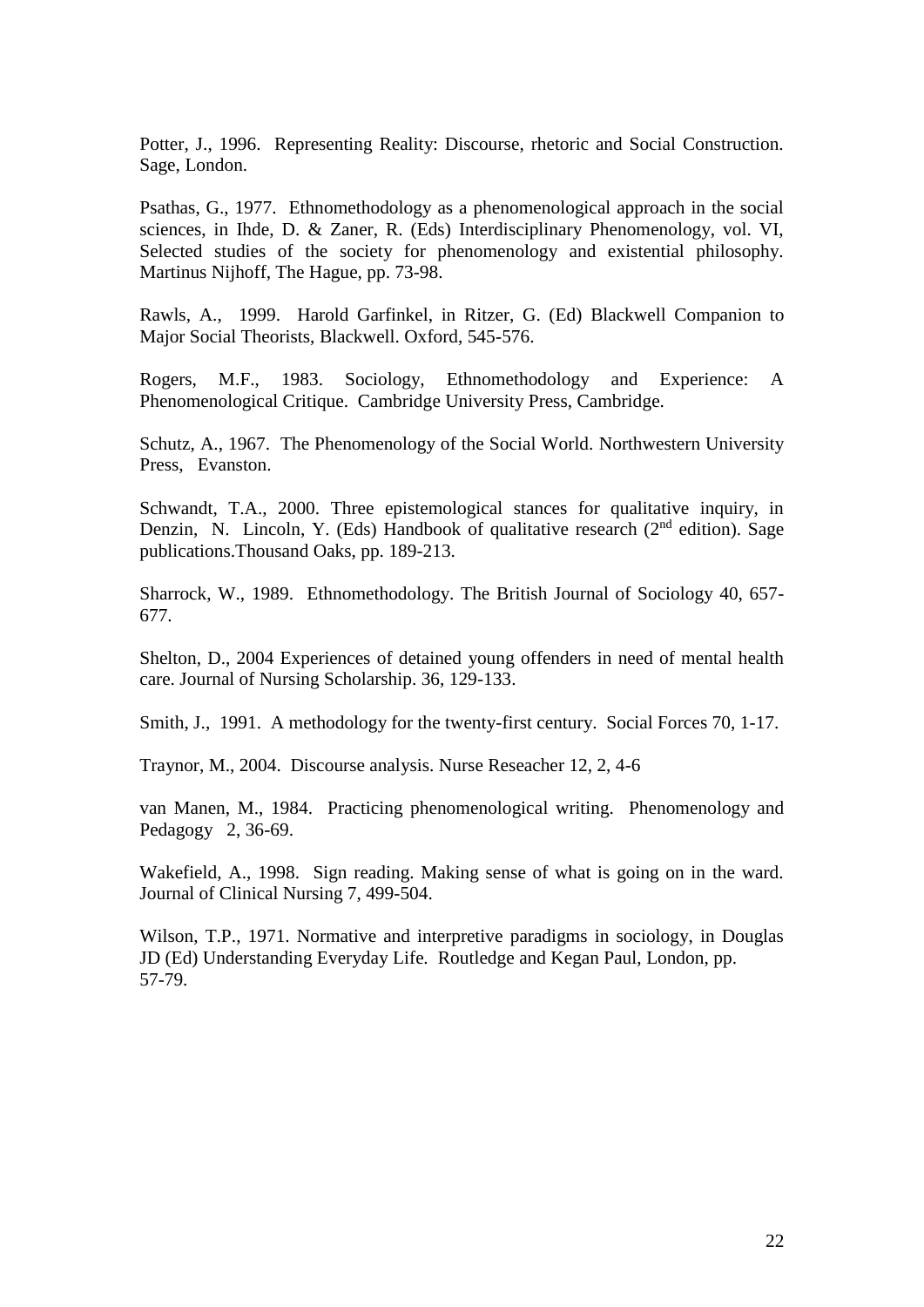Potter, J., 1996. Representing Reality: Discourse, rhetoric and Social Construction. Sage, London.

Psathas, G., 1977. Ethnomethodology as a phenomenological approach in the social sciences, in Ihde, D. & Zaner, R. (Eds) Interdisciplinary Phenomenology, vol. VI, Selected studies of the society for phenomenology and existential philosophy. Martinus Nijhoff, The Hague, pp. 73-98.

Rawls, A., 1999. Harold Garfinkel, in Ritzer, G. (Ed) Blackwell Companion to Major Social Theorists, Blackwell. Oxford, 545-576.

Rogers, M.F., 1983. Sociology, Ethnomethodology and Experience: A Phenomenological Critique. Cambridge University Press, Cambridge.

Schutz, A., 1967. The Phenomenology of the Social World. Northwestern University Press, Evanston.

Schwandt, T.A., 2000. Three epistemological stances for qualitative inquiry, in Denzin, N. Lincoln, Y. (Eds) Handbook of qualitative research (2nd edition). Sage publications.Thousand Oaks, pp. 189-213.

Sharrock, W., 1989. Ethnomethodology. The British Journal of Sociology 40, 657-677.

Shelton, D., 2004 Experiences of detained young offenders in need of mental health care. Journal of Nursing Scholarship. 36, 129-133.

Smith, J., 1991. A methodology for the twenty-first century. Social Forces 70, 1-17.

Traynor, M., 2004. Discourse analysis. Nurse Reseacher 12, 2, 4-6

van Manen, M., 1984. Practicing phenomenological writing. Phenomenology and Pedagogy 2, 36-69.

Wakefield, A., 1998. Sign reading. Making sense of what is going on in the ward. Journal of Clinical Nursing 7, 499-504.

Wilson, T.P., 1971. Normative and interpretive paradigms in sociology, in Douglas JD (Ed) Understanding Everyday Life. Routledge and Kegan Paul, London, pp. 57-79.